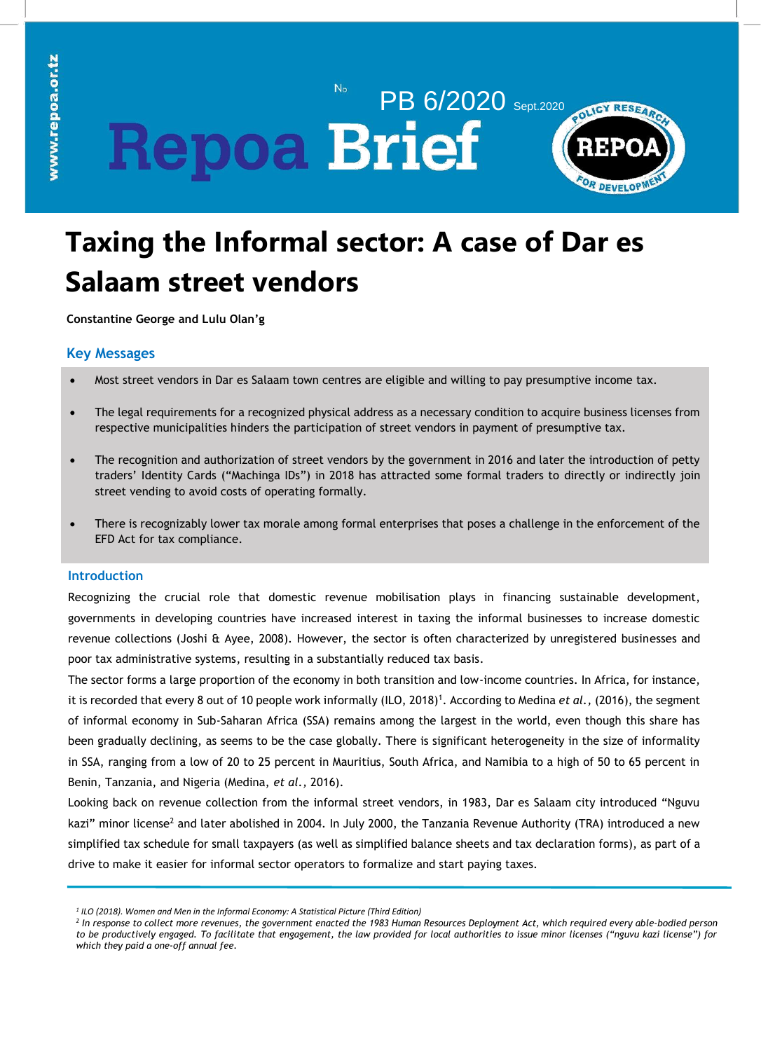No PB 6/2020 Sept.2020

Repoa Brief

# Taxing the Informal sector: A case of Dar es Salaam street vendors

**Constantine George and Lulu Olan'g**

## Key Messages

- Most street vendors in Dar es Salaam town centres are eligible and willing to pay presumptive income tax.
- The legal requirements for a recognized physical address as a necessary condition to acquire business licenses from respective municipalities hinders the participation of street vendors in payment of presumptive tax.
- The recognition and authorization of street vendors by the government in 2016 and later the introduction of petty traders' Identity Cards ("Machinga IDs") in 2018 has attracted some formal traders to directly or indirectly join street vending to avoid costs of operating formally.
- There is recognizably lower tax morale among formal enterprises that poses a challenge in the enforcement of the EFD Act for tax compliance.

## Introduction

Recognizing the crucial role that domestic revenue mobilisation plays in financing sustainable development, governments in developing countries have increased interest in taxing the informal businesses to increase domestic revenue collections (Joshi & Ayee, 2008). However, the sector is often characterized by unregistered businesses and poor tax administrative systems, resulting in a substantially reduced tax basis.

The sector forms a large proportion of the economy in both transition and low-income countries. In Africa, for instance, it is recorded that every 8 out of 10 people work informally (ILO, 2018)[1]. According to Medina *et al.*, (2016), the segment of informal economy in Sub-Saharan Africa (SSA) remains among the largest in the world, even though this share has been gradually declining, as seems to be the case globally. There is significant heterogeneity in the size of informality in SSA, ranging from a low of 20 to 25 percent in Mauritius, South Africa, and Namibia to a high of 50 to 65 percent in Benin, Tanzania, and Nigeria (Medina, *et al.*, 2016).

Looking back on revenue collection from the informal street vendors, in 1983, Dar es Salaam city introduced "Nguvu kazi" minor license[2] and later abolished in 2004. In July 2000, the Tanzania Revenue Authority (TRA) introduced a new simplified tax schedule for small taxpayers (as well as simplified balance sheets and tax declaration forms), as part of a drive to make it easier for informal sector operators to formalize and start paying taxes.

---

*[1] ILO (2018). Women and Men in the Informal Economy: A Statistical Picture (Third Edition)*

*[2] In response to collect more revenues, the government enacted the 1983 Human Resources Deployment Act, which required every able-bodied person to be productively engaged. To facilitate that engagement, the law provided for local authorities to issue minor licenses ("nguvu kazi license") for which they paid a one-off annual fee.*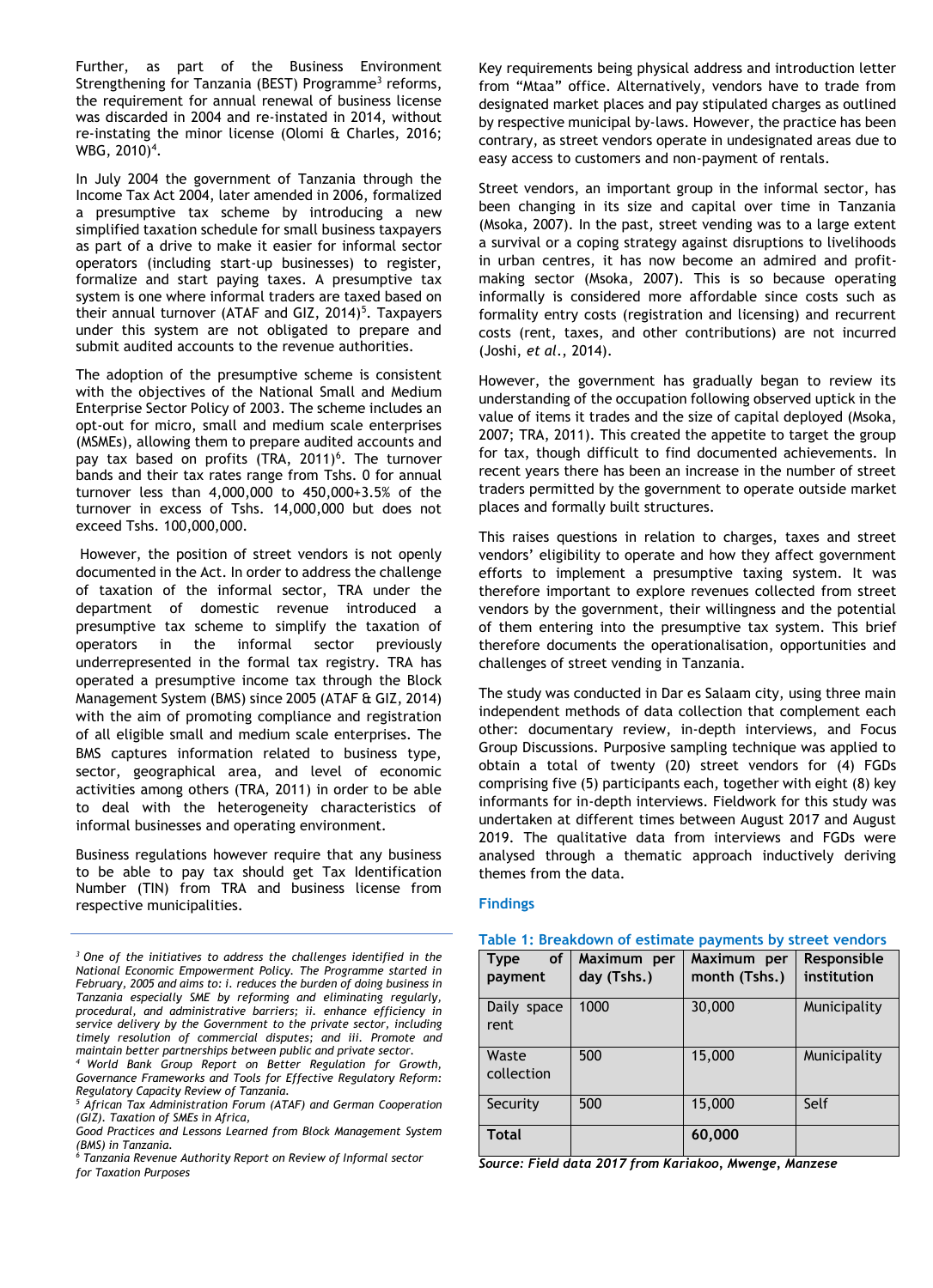Further, as part of the Business Environment Strengthening for Tanzania (BEST) Programme[3] reforms, the requirement for annual renewal of business license was discarded in 2004 and re-instated in 2014, without re-instating the minor license (Olomi & Charles, 2016; WBG, 2010)[4].

In July 2004 the government of Tanzania through the Income Tax Act 2004, later amended in 2006, formalized a presumptive tax scheme by introducing a new simplified taxation schedule for small business taxpayers as part of a drive to make it easier for informal sector operators (including start-up businesses) to register, formalize and start paying taxes. A presumptive tax system is one where informal traders are taxed based on their annual turnover (ATAF and GIZ, 2014)[5]. Taxpayers under this system are not obligated to prepare and submit audited accounts to the revenue authorities.

The adoption of the presumptive scheme is consistent with the objectives of the National Small and Medium Enterprise Sector Policy of 2003. The scheme includes an opt-out for micro, small and medium scale enterprises (MSMEs), allowing them to prepare audited accounts and pay tax based on profits (TRA, 2011)[6]. The turnover bands and their tax rates range from Tshs. 0 for annual turnover less than 4,000,000 to 450,000+3.5% of the turnover in excess of Tshs. 14,000,000 but does not exceed Tshs. 100,000,000.

However, the position of street vendors is not openly documented in the Act. In order to address the challenge of taxation of the informal sector, TRA under the department of domestic revenue introduced a presumptive tax scheme to simplify the taxation of operators in the informal sector previously underrepresented in the formal tax registry. TRA has operated a presumptive income tax through the Block Management System (BMS) since 2005 (ATAF & GIZ, 2014) with the aim of promoting compliance and registration of all eligible small and medium scale enterprises. The BMS captures information related to business type, sector, geographical area, and level of economic activities among others (TRA, 2011) in order to be able to deal with the heterogeneity characteristics of informal businesses and operating environment.

Business regulations however require that any business to be able to pay tax should get Tax Identification Number (TIN) from TRA and business license from respective municipalities. Key requirements being physical address and introduction letter from "Mtaa" office. Alternatively, vendors have to trade from designated market places and pay stipulated charges as outlined by respective municipal by-laws. However, the practice has been contrary, as street vendors operate in undesignated areas due to easy access to customers and non-payment of rentals.

Street vendors, an important group in the informal sector, has been changing in its size and capital over time in Tanzania (Msoka, 2007). In the past, street vending was to a large extent a survival or a coping strategy against disruptions to livelihoods in urban centres, it has now become an admired and profit-making sector (Msoka, 2007). This is so because operating informally is considered more affordable since costs such as formality entry costs (registration and licensing) and recurrent costs (rent, taxes, and other contributions) are not incurred (Joshi, *et al.*, 2014).

However, the government has gradually began to review its understanding of the occupation following observed uptick in the value of items it trades and the size of capital deployed (Msoka, 2007; TRA, 2011). This created the appetite to target the group for tax, though difficult to find documented achievements. In recent years there has been an increase in the number of street traders permitted by the government to operate outside market places and formally built structures.

This raises questions in relation to charges, taxes and street vendors' eligibility to operate and how they affect government efforts to implement a presumptive taxing system. It was therefore important to explore revenues collected from street vendors by the government, their willingness and the potential of them entering into the presumptive tax system. This brief therefore documents the operationalisation, opportunities and challenges of street vending in Tanzania.

The study was conducted in Dar es Salaam city, using three main independent methods of data collection that complement each other: documentary review, in-depth interviews, and Focus Group Discussions. Purposive sampling technique was applied to obtain a total of twenty (20) street vendors for (4) FGDs comprising five (5) participants each, together with eight (8) key informants for in-depth interviews. Fieldwork for this study was undertaken at different times between August 2017 and August 2019. The qualitative data from interviews and FGDs were analysed through a thematic approach inductively deriving themes from the data.

## Findings

**Table 1: Breakdown of estimate payments by street vendors**

| Type of payment | Maximum per day (Tshs.) | Maximum per month (Tshs.) | Responsible institution |
|---|---|---|---|
| Daily space rent | 1000 | 30,000 | Municipality |
| Waste collection | 500 | 15,000 | Municipality |
| Security | 500 | 15,000 | Self |
| **Total** | | **60,000** | |

*Source: Field data 2017 from Kariakoo, Mwenge, Manzese*

---

*[3] One of the initiatives to address the challenges identified in the National Economic Empowerment Policy. The Programme started in February, 2005 and aims to: i. reduces the burden of doing business in Tanzania especially SME by reforming and eliminating regularly, procedural, and administrative barriers; ii. enhance efficiency in service delivery by the Government to the private sector, including timely resolution of commercial disputes; and iii. Promote and maintain better partnerships between public and private sector.*

*[4] World Bank Group Report on Better Regulation for Growth, Governance Frameworks and Tools for Effective Regulatory Reform: Regulatory Capacity Review of Tanzania.*

*[5] African Tax Administration Forum (ATAF) and German Cooperation (GIZ). Taxation of SMEs in Africa, Good Practices and Lessons Learned from Block Management System (BMS) in Tanzania.*

*[6] Tanzania Revenue Authority Report on Review of Informal sector for Taxation Purposes*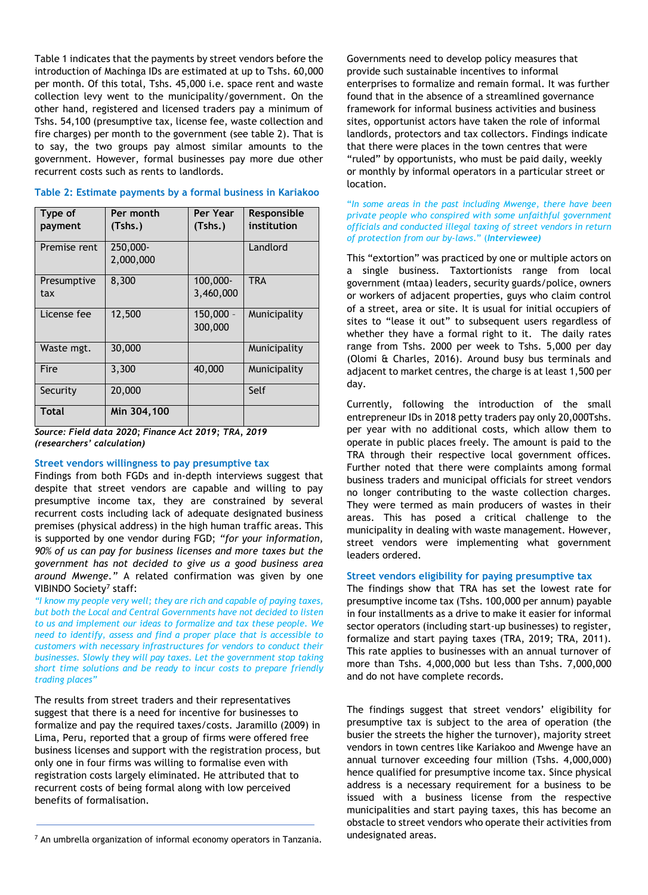Table 1 indicates that the payments by street vendors before the introduction of Machinga IDs are estimated at up to Tshs. 60,000 per month. Of this total, Tshs. 45,000 i.e. space rent and waste collection levy went to the municipality/government. On the other hand, registered and licensed traders pay a minimum of Tshs. 54,100 (presumptive tax, license fee, waste collection and fire charges) per month to the government (see table 2). That is to say, the two groups pay almost similar amounts to the government. However, formal businesses pay more due other recurrent costs such as rents to landlords.

### Table 2: Estimate payments by a formal business in Kariakoo

| Type of payment | Per month (Tshs.) | Per Year (Tshs.) | Responsible institution |
|---|---|---|---|
| Premise rent | 250,000-2,000,000 | | Landlord |
| Presumptive tax | 8,300 | 100,000-3,460,000 | TRA |
| License fee | 12,500 | 150,000 - 300,000 | Municipality |
| Waste mgt. | 30,000 | | Municipality |
| Fire | 3,300 | 40,000 | Municipality |
| Security | 20,000 | | Self |
| **Total** | **Min 304,100** | | |

*Source: Field data 2020; Finance Act 2019; TRA, 2019 (researchers' calculation)*

### Street vendors willingness to pay presumptive tax

Findings from both FGDs and in-depth interviews suggest that despite that street vendors are capable and willing to pay presumptive income tax, they are constrained by several recurrent costs including lack of adequate designated business premises (physical address) in the high human traffic areas. This is supported by one vendor during FGD; *"for your information, 90% of us can pay for business licenses and more taxes but the government has not decided to give us a good business area around Mwenge."* A related confirmation was given by one VIBINDO Society[7] staff:

*"I know my people very well; they are rich and capable of paying taxes, but both the Local and Central Governments have not decided to listen to us and implement our ideas to formalize and tax these people. We need to identify, assess and find a proper place that is accessible to customers with necessary infrastructures for vendors to conduct their businesses. Slowly they will pay taxes. Let the government stop taking short time solutions and be ready to incur costs to prepare friendly trading places"*

The results from street traders and their representatives suggest that there is a need for incentive for businesses to formalize and pay the required taxes/costs. Jaramillo (2009) in Lima, Peru, reported that a group of firms were offered free business licenses and support with the registration process, but only one in four firms was willing to formalise even with registration costs largely eliminated. He attributed that to recurrent costs of being formal along with low perceived benefits of formalisation.

Governments need to develop policy measures that provide such sustainable incentives to informal enterprises to formalize and remain formal. It was further found that in the absence of a streamlined governance framework for informal business activities and business sites, opportunist actors have taken the role of informal landlords, protectors and tax collectors. Findings indicate that there were places in the town centres that were "ruled" by opportunists, who must be paid daily, weekly or monthly by informal operators in a particular street or location.

*"In some areas in the past including Mwenge, there have been private people who conspired with some unfaithful government officials and conducted illegal taxing of street vendors in return of protection from our by-laws." (**Interviewee**)*

This "extortion" was practiced by one or multiple actors on a single business. Taxtortionists range from local government (mtaa) leaders, security guards/police, owners or workers of adjacent properties, guys who claim control of a street, area or site. It is usual for initial occupiers of sites to "lease it out" to subsequent users regardless of whether they have a formal right to it. The daily rates range from Tshs. 2000 per week to Tshs. 5,000 per day (Olomi & Charles, 2016). Around busy bus terminals and adjacent to market centres, the charge is at least 1,500 per day.

Currently, following the introduction of the small entrepreneur IDs in 2018 petty traders pay only 20,000Tshs. per year with no additional costs, which allow them to operate in public places freely. The amount is paid to the TRA through their respective local government offices. Further noted that there were complaints among formal business traders and municipal officials for street vendors no longer contributing to the waste collection charges. They were termed as main producers of wastes in their areas. This has posed a critical challenge to the municipality in dealing with waste management. However, street vendors were implementing what government leaders ordered.

### Street vendors eligibility for paying presumptive tax

The findings show that TRA has set the lowest rate for presumptive income tax (Tshs. 100,000 per annum) payable in four installments as a drive to make it easier for informal sector operators (including start-up businesses) to register, formalize and start paying taxes (TRA, 2019; TRA, 2011). This rate applies to businesses with an annual turnover of more than Tshs. 4,000,000 but less than Tshs. 7,000,000 and do not have complete records.

The findings suggest that street vendors' eligibility for presumptive tax is subject to the area of operation (the busier the streets the higher the turnover), majority street vendors in town centres like Kariakoo and Mwenge have an annual turnover exceeding four million (Tshs. 4,000,000) hence qualified for presumptive income tax. Since physical address is a necessary requirement for a business to be issued with a business license from the respective municipalities and start paying taxes, this has become an obstacle to street vendors who operate their activities from undesignated areas.

[7] An umbrella organization of informal economy operators in Tanzania.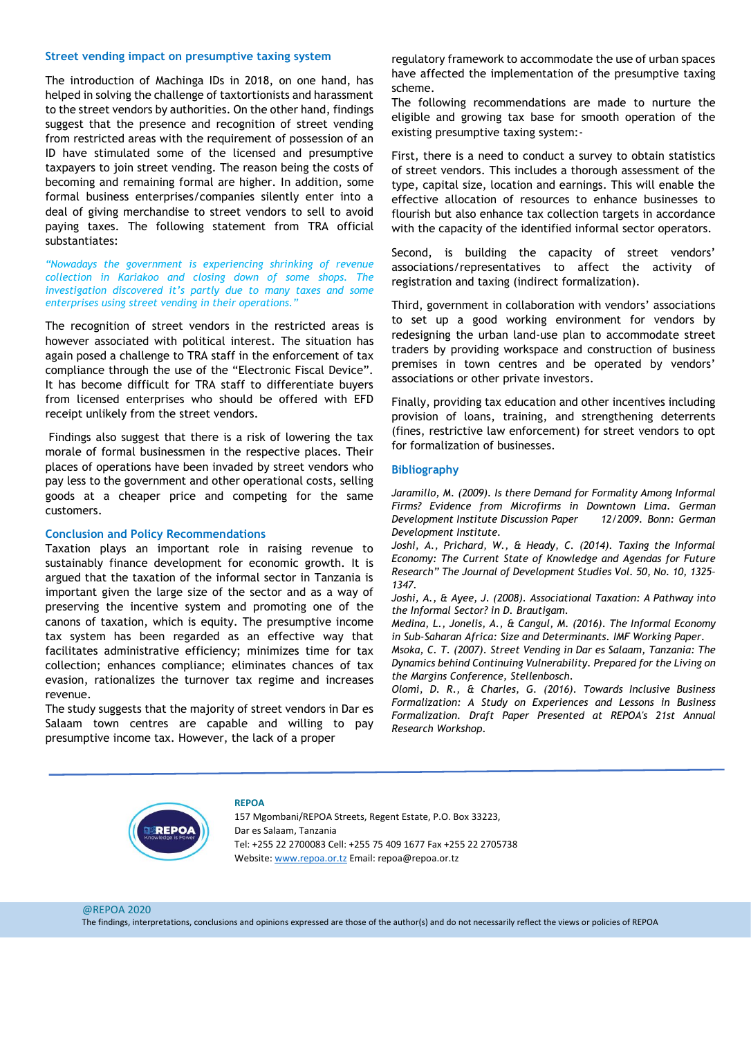## Street vending impact on presumptive taxing system

The introduction of Machinga IDs in 2018, on one hand, has helped in solving the challenge of taxtortionists and harassment to the street vendors by authorities. On the other hand, findings suggest that the presence and recognition of street vending from restricted areas with the requirement of possession of an ID have stimulated some of the licensed and presumptive taxpayers to join street vending. The reason being the costs of becoming and remaining formal are higher. In addition, some formal business enterprises/companies silently enter into a deal of giving merchandise to street vendors to sell to avoid paying taxes. The following statement from TRA official substantiates:

*"Nowadays the government is experiencing shrinking of revenue collection in Kariakoo and closing down of some shops. The investigation discovered it's partly due to many taxes and some enterprises using street vending in their operations."*

The recognition of street vendors in the restricted areas is however associated with political interest. The situation has again posed a challenge to TRA staff in the enforcement of tax compliance through the use of the "Electronic Fiscal Device". It has become difficult for TRA staff to differentiate buyers from licensed enterprises who should be offered with EFD receipt unlikely from the street vendors.

Findings also suggest that there is a risk of lowering the tax morale of formal businessmen in the respective places. Their places of operations have been invaded by street vendors who pay less to the government and other operational costs, selling goods at a cheaper price and competing for the same customers.

## Conclusion and Policy Recommendations

Taxation plays an important role in raising revenue to sustainably finance development for economic growth. It is argued that the taxation of the informal sector in Tanzania is important given the large size of the sector and as a way of preserving the incentive system and promoting one of the canons of taxation, which is equity. The presumptive income tax system has been regarded as an effective way that facilitates administrative efficiency; minimizes time for tax collection; enhances compliance; eliminates chances of tax evasion, rationalizes the turnover tax regime and increases revenue.

The study suggests that the majority of street vendors in Dar es Salaam town centres are capable and willing to pay presumptive income tax. However, the lack of a proper regulatory framework to accommodate the use of urban spaces have affected the implementation of the presumptive taxing scheme.

The following recommendations are made to nurture the eligible and growing tax base for smooth operation of the existing presumptive taxing system:-

First, there is a need to conduct a survey to obtain statistics of street vendors. This includes a thorough assessment of the type, capital size, location and earnings. This will enable the effective allocation of resources to enhance businesses to flourish but also enhance tax collection targets in accordance with the capacity of the identified informal sector operators.

Second, is building the capacity of street vendors' associations/representatives to affect the activity of registration and taxing (indirect formalization).

Third, government in collaboration with vendors' associations to set up a good working environment for vendors by redesigning the urban land-use plan to accommodate street traders by providing workspace and construction of business premises in town centres and be operated by vendors' associations or other private investors.

Finally, providing tax education and other incentives including provision of loans, training, and strengthening deterrents (fines, restrictive law enforcement) for street vendors to opt for formalization of businesses.

## Bibliography

*Jaramillo, M. (2009). Is there Demand for Formality Among Informal Firms? Evidence from Microfirms in Downtown Lima. German Development Institute Discussion Paper 12/2009. Bonn: German Development Institute.*

*Joshi, A., Prichard, W., & Heady, C. (2014). Taxing the Informal Economy: The Current State of Knowledge and Agendas for Future Research" The Journal of Development Studies Vol. 50, No. 10, 1325-1347.*

*Joshi, A., & Ayee, J. (2008). Associational Taxation: A Pathway into the Informal Sector? in D. Brautigam.*

*Medina, L., Jonelis, A., & Cangul, M. (2016). The Informal Economy in Sub-Saharan Africa: Size and Determinants. IMF Working Paper.*

*Msoka, C. T. (2007). Street Vending in Dar es Salaam, Tanzania: The Dynamics behind Continuing Vulnerability. Prepared for the Living on the Margins Conference, Stellenbosch.*

*Olomi, D. R., & Charles, G. (2016). Towards Inclusive Business Formalization: A Study on Experiences and Lessons in Business Formalization. Draft Paper Presented at REPOA's 21st Annual Research Workshop.*

**REPOA**
157 Mgombani/REPOA Streets, Regent Estate, P.O. Box 33223,
Dar es Salaam, Tanzania
Tel: +255 22 2700083 Cell: +255 75 409 1677 Fax +255 22 2705738
Website: www.repoa.or.tz Email: repoa@repoa.or.tz

@REPOA 2020
The findings, interpretations, conclusions and opinions expressed are those of the author(s) and do not necessarily reflect the views or policies of REPOA